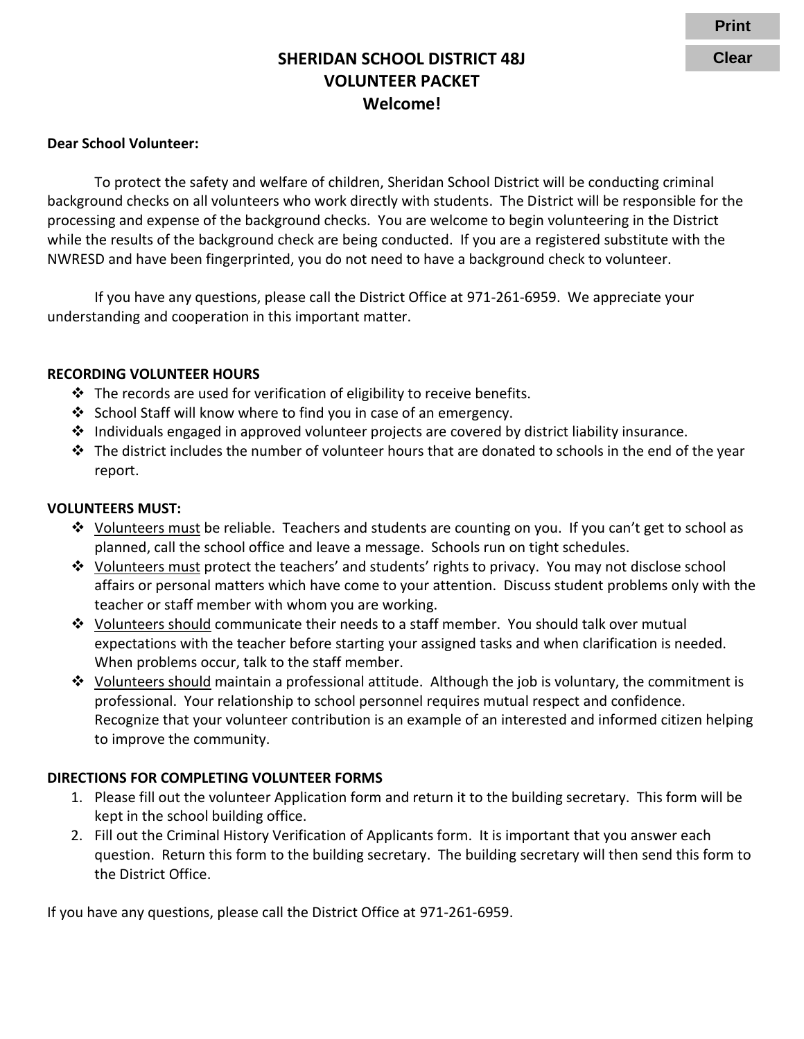# SHERIDAN SCHOOL DISTRICT 48J
## VOLUNTEER PACKET
## Welcome!

**Dear School Volunteer:**

To protect the safety and welfare of children, Sheridan School District will be conducting criminal background checks on all volunteers who work directly with students. The District will be responsible for the processing and expense of the background checks. You are welcome to begin volunteering in the District while the results of the background check are being conducted. If you are a registered substitute with the NWRESD and have been fingerprinted, you do not need to have a background check to volunteer.

If you have any questions, please call the District Office at 971-261-6959. We appreciate your understanding and cooperation in this important matter.

**RECORDING VOLUNTEER HOURS**

- The records are used for verification of eligibility to receive benefits.
- School Staff will know where to find you in case of an emergency.
- Individuals engaged in approved volunteer projects are covered by district liability insurance.
- The district includes the number of volunteer hours that are donated to schools in the end of the year report.

**VOLUNTEERS MUST:**

- <u>Volunteers must</u> be reliable. Teachers and students are counting on you. If you can't get to school as planned, call the school office and leave a message. Schools run on tight schedules.
- <u>Volunteers must</u> protect the teachers' and students' rights to privacy. You may not disclose school affairs or personal matters which have come to your attention. Discuss student problems only with the teacher or staff member with whom you are working.
- <u>Volunteers should</u> communicate their needs to a staff member. You should talk over mutual expectations with the teacher before starting your assigned tasks and when clarification is needed. When problems occur, talk to the staff member.
- <u>Volunteers should</u> maintain a professional attitude. Although the job is voluntary, the commitment is professional. Your relationship to school personnel requires mutual respect and confidence. Recognize that your volunteer contribution is an example of an interested and informed citizen helping to improve the community.

**DIRECTIONS FOR COMPLETING VOLUNTEER FORMS**

1. Please fill out the volunteer Application form and return it to the building secretary. This form will be kept in the school building office.
2. Fill out the Criminal History Verification of Applicants form. It is important that you answer each question. Return this form to the building secretary. The building secretary will then send this form to the District Office.

If you have any questions, please call the District Office at 971-261-6959.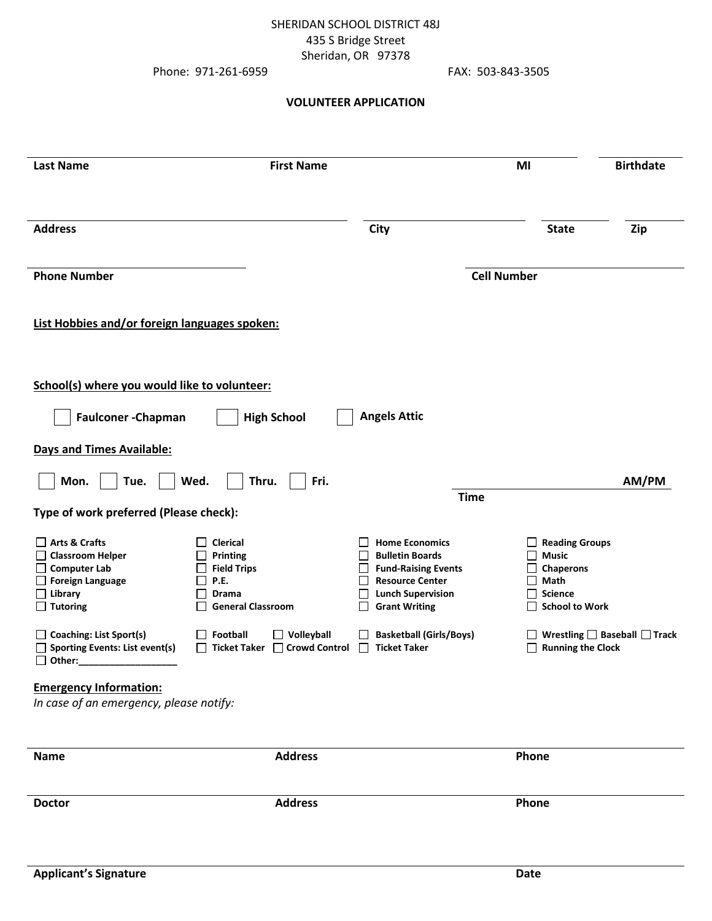SHERIDAN SCHOOL DISTRICT 48J
435 S Bridge Street
Sheridan, OR 97378

Phone: 971-261-6959 FAX: 503-843-3505

**VOLUNTEER APPLICATION**

**Last Name** **First Name** **MI** **Birthdate**

**Address** **City** **State** **Zip**

**Phone Number** **Cell Number**

**List Hobbies and/or foreign languages spoken:**

**School(s) where you would like to volunteer:**

☐ **Faulconer -Chapman** ☐ **High School** ☐ **Angels Attic**

**Days and Times Available:**

☐ **Mon.** ☐ **Tue.** ☐ **Wed.** ☐ **Thru.** ☐ **Fri.**

**Time** **AM/PM**

**Type of work preferred (Please check):**

| | | | |
|---|---|---|---|
| ☐ **Arts & Crafts** | ☐ **Clerical** | ☐ **Home Economics** | ☐ **Reading Groups** |
| ☐ **Classroom Helper** | ☐ **Printing** | ☐ **Bulletin Boards** | ☐ **Music** |
| ☐ **Computer Lab** | ☐ **Field Trips** | ☐ **Fund-Raising Events** | ☐ **Chaperons** |
| ☐ **Foreign Language** | ☐ **P.E.** | ☐ **Resource Center** | ☐ **Math** |
| ☐ **Library** | ☐ **Drama** | ☐ **Lunch Supervision** | ☐ **Science** |
| ☐ **Tutoring** | ☐ **General Classroom** | ☐ **Grant Writing** | ☐ **School to Work** |

☐ **Coaching: List Sport(s)** ☐ **Football** ☐ **Volleyball** ☐ **Basketball (Girls/Boys)** ☐ **Wrestling** ☐ **Baseball** ☐ **Track**

☐ **Sporting Events: List event(s)** ☐ **Ticket Taker** ☐ **Crowd Control** ☐ **Ticket Taker** ☐ **Running the Clock**

☐ **Other:__________________**

**Emergency Information:**

*In case of an emergency, please notify:*

**Name** **Address** **Phone**

**Doctor** **Address** **Phone**

**Applicant's Signature** **Date**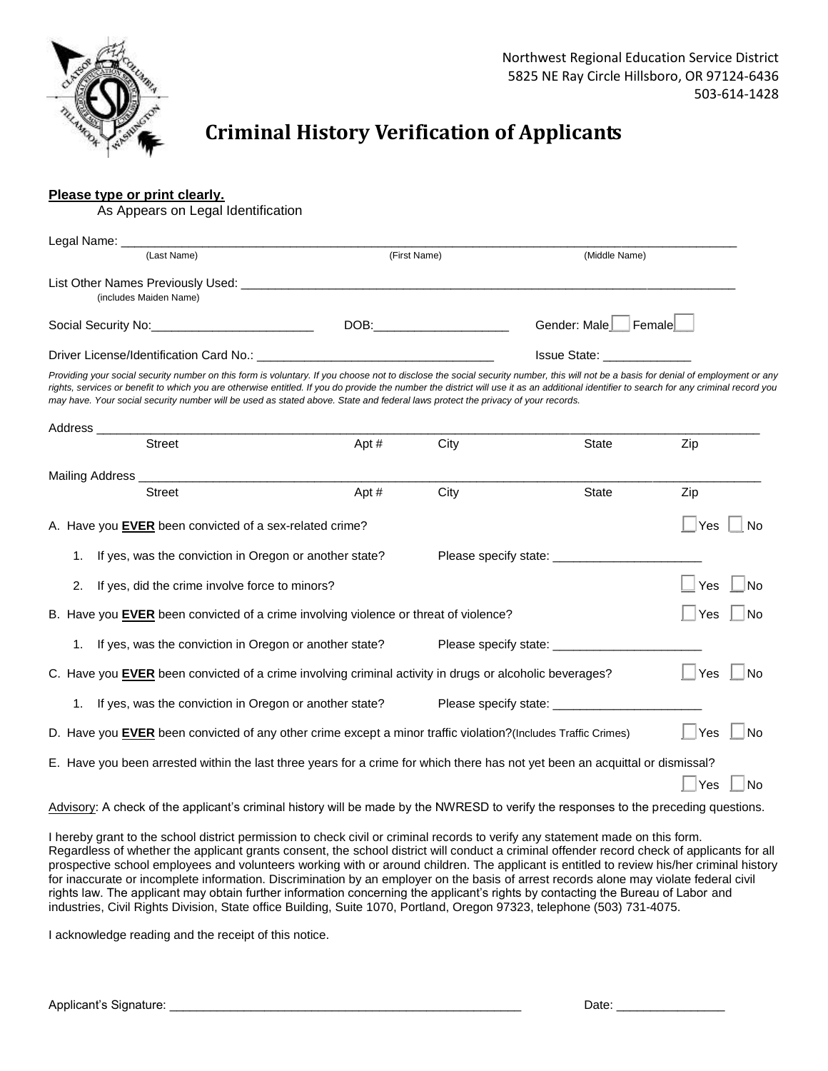Northwest Regional Education Service District
5825 NE Ray Circle Hillsboro, OR 97124-6436
503-614-1428

# Criminal History Verification of Applicants

**Please type or print clearly.**
As Appears on Legal Identification

Legal Name: ______________________________________________________________________
(Last Name) (First Name) (Middle Name)

List Other Names Previously Used: _____________________________________________________
(includes Maiden Name)

Social Security No:________________________ DOB:____________________ Gender: Male☐ Female☐

Driver License/Identification Card No.: ___________________________________ Issue State: _____________

*Providing your social security number on this form is voluntary. If you choose not to disclose the social security number, this will not be a basis for denial of employment or any rights, services or benefit to which you are otherwise entitled. If you do provide the number the district will use it as an additional identifier to search for any criminal record you may have. Your social security number will be used as stated above. State and federal laws protect the privacy of your records.*

Address ______________________________________________________________________
Street Apt # City State Zip

Mailing Address _______________________________________________________________
Street Apt # City State Zip

A. Have you **EVER** been convicted of a sex-related crime? ☐ Yes ☐ No

1. If yes, was the conviction in Oregon or another state? Please specify state: ______________________
2. If yes, did the crime involve force to minors? ☐ Yes ☐ No

B. Have you **EVER** been convicted of a crime involving violence or threat of violence? ☐ Yes ☐ No

1. If yes, was the conviction in Oregon or another state? Please specify state: ______________________

C. Have you **EVER** been convicted of a crime involving criminal activity in drugs or alcoholic beverages? ☐ Yes ☐ No

1. If yes, was the conviction in Oregon or another state? Please specify state: ______________________

D. Have you **EVER** been convicted of any other crime except a minor traffic violation?(Includes Traffic Crimes) ☐ Yes ☐ No

E. Have you been arrested within the last three years for a crime for which there has not yet been an acquittal or dismissal? ☐ Yes ☐ No

Advisory: A check of the applicant's criminal history will be made by the NWRESD to verify the responses to the preceding questions.

I hereby grant to the school district permission to check civil or criminal records to verify any statement made on this form. Regardless of whether the applicant grants consent, the school district will conduct a criminal offender record check of applicants for all prospective school employees and volunteers working with or around children. The applicant is entitled to review his/her criminal history for inaccurate or incomplete information. Discrimination by an employer on the basis of arrest records alone may violate federal civil rights law. The applicant may obtain further information concerning the applicant's rights by contacting the Bureau of Labor and industries, Civil Rights Division, State office Building, Suite 1070, Portland, Oregon 97323, telephone (503) 731-4075.

I acknowledge reading and the receipt of this notice.

Applicant's Signature: ______________________________________________________ Date: ________________